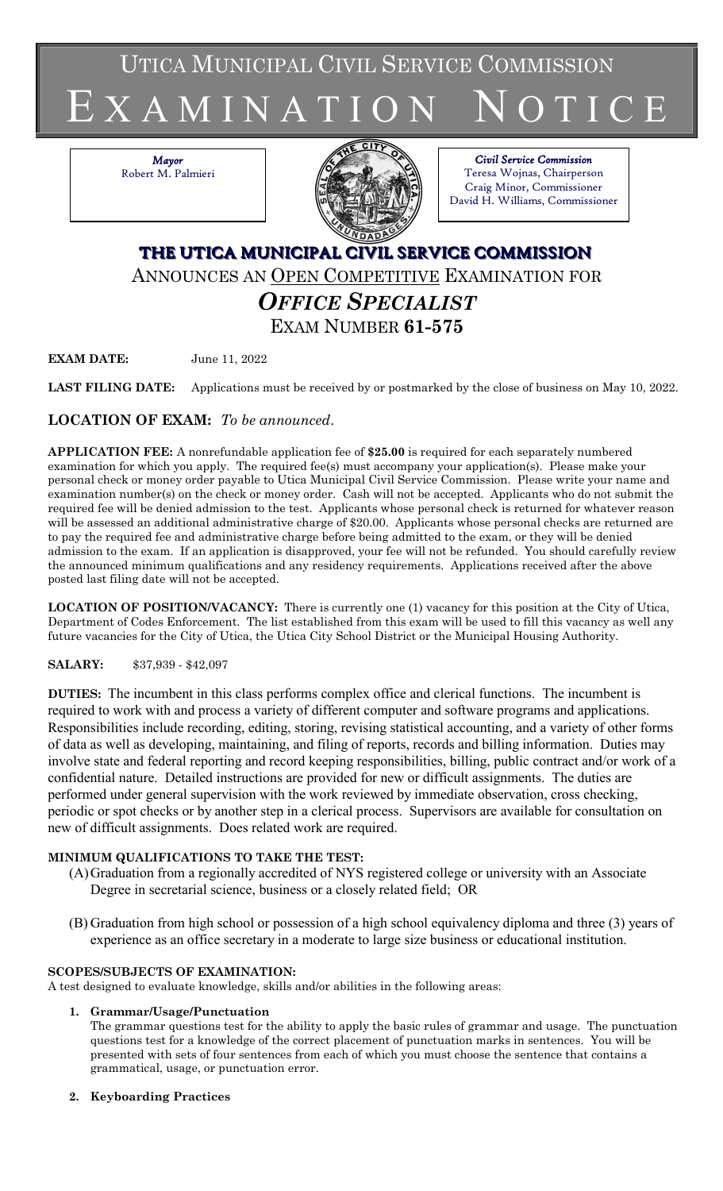# UTICA MUNICIPAL CIVIL SERVICE COMMISSION

# EXAMINATION NOTICE

*Mayor*
Robert M. Palmieri

*Civil Service Commission*
Teresa Wojnas, Chairperson
Craig Minor, Commissioner
David H. Williams, Commissioner

## THE UTICA MUNICIPAL CIVIL SERVICE COMMISSION

ANNOUNCES AN OPEN COMPETITIVE EXAMINATION FOR

## *OFFICE SPECIALIST*

EXAM NUMBER **61-575**

**EXAM DATE:** June 11, 2022

**LAST FILING DATE:** Applications must be received by or postmarked by the close of business on May 10, 2022.

**LOCATION OF EXAM:** *To be announced*.

**APPLICATION FEE:** A nonrefundable application fee of **$25.00** is required for each separately numbered examination for which you apply. The required fee(s) must accompany your application(s). Please make your personal check or money order payable to Utica Municipal Civil Service Commission. Please write your name and examination number(s) on the check or money order. Cash will not be accepted. Applicants who do not submit the required fee will be denied admission to the test. Applicants whose personal check is returned for whatever reason will be assessed an additional administrative charge of $20.00. Applicants whose personal checks are returned are to pay the required fee and administrative charge before being admitted to the exam, or they will be denied admission to the exam. If an application is disapproved, your fee will not be refunded. You should carefully review the announced minimum qualifications and any residency requirements. Applications received after the above posted last filing date will not be accepted.

**LOCATION OF POSITION/VACANCY:** There is currently one (1) vacancy for this position at the City of Utica, Department of Codes Enforcement. The list established from this exam will be used to fill this vacancy as well any future vacancies for the City of Utica, the Utica City School District or the Municipal Housing Authority.

**SALARY:** $37,939 - $42,097

**DUTIES:** The incumbent in this class performs complex office and clerical functions. The incumbent is required to work with and process a variety of different computer and software programs and applications. Responsibilities include recording, editing, storing, revising statistical accounting, and a variety of other forms of data as well as developing, maintaining, and filing of reports, records and billing information. Duties may involve state and federal reporting and record keeping responsibilities, billing, public contract and/or work of a confidential nature. Detailed instructions are provided for new or difficult assignments. The duties are performed under general supervision with the work reviewed by immediate observation, cross checking, periodic or spot checks or by another step in a clerical process. Supervisors are available for consultation on new of difficult assignments. Does related work are required.

**MINIMUM QUALIFICATIONS TO TAKE THE TEST:**

(A) Graduation from a regionally accredited of NYS registered college or university with an Associate Degree in secretarial science, business or a closely related field; OR

(B) Graduation from high school or possession of a high school equivalency diploma and three (3) years of experience as an office secretary in a moderate to large size business or educational institution.

**SCOPES/SUBJECTS OF EXAMINATION:**

A test designed to evaluate knowledge, skills and/or abilities in the following areas:

1. **Grammar/Usage/Punctuation**

   The grammar questions test for the ability to apply the basic rules of grammar and usage. The punctuation questions test for a knowledge of the correct placement of punctuation marks in sentences. You will be presented with sets of four sentences from each of which you must choose the sentence that contains a grammatical, usage, or punctuation error.

2. **Keyboarding Practices**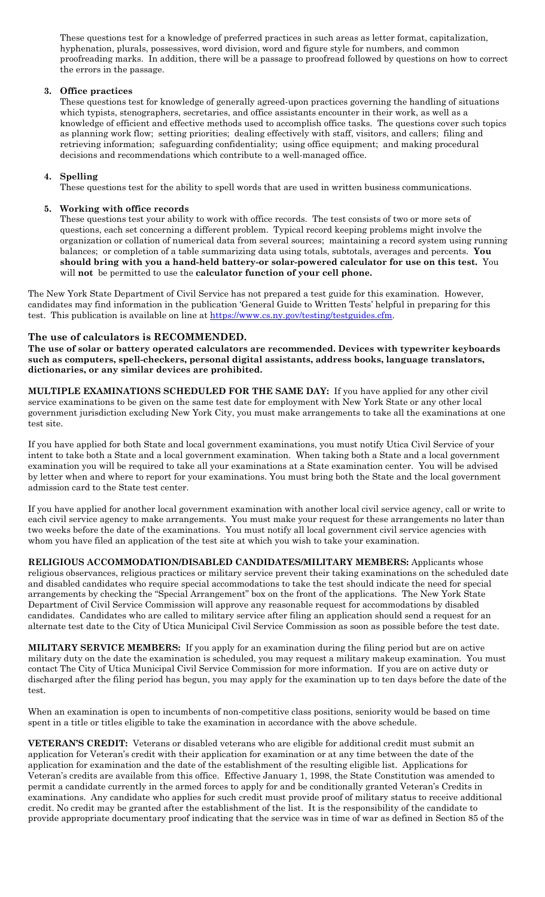These questions test for a knowledge of preferred practices in such areas as letter format, capitalization, hyphenation, plurals, possessives, word division, word and figure style for numbers, and common proofreading marks. In addition, there will be a passage to proofread followed by questions on how to correct the errors in the passage.

3. **Office practices**

   These questions test for knowledge of generally agreed-upon practices governing the handling of situations which typists, stenographers, secretaries, and office assistants encounter in their work, as well as a knowledge of efficient and effective methods used to accomplish office tasks. The questions cover such topics as planning work flow; setting priorities; dealing effectively with staff, visitors, and callers; filing and retrieving information; safeguarding confidentiality; using office equipment; and making procedural decisions and recommendations which contribute to a well-managed office.

4. **Spelling**

   These questions test for the ability to spell words that are used in written business communications.

5. **Working with office records**

   These questions test your ability to work with office records. The test consists of two or more sets of questions, each set concerning a different problem. Typical record keeping problems might involve the organization or collation of numerical data from several sources; maintaining a record system using running balances; or completion of a table summarizing data using totals, subtotals, averages and percents. **You should bring with you a hand-held battery-or solar-powered calculator for use on this test.** You will **not** be permitted to use the **calculator function of your cell phone.**

The New York State Department of Civil Service has not prepared a test guide for this examination. However, candidates may find information in the publication 'General Guide to Written Tests' helpful in preparing for this test. This publication is available on line at https://www.cs.ny.gov/testing/testguides.cfm.

### The use of calculators is RECOMMENDED.

**The use of solar or battery operated calculators are recommended. Devices with typewriter keyboards such as computers, spell-checkers, personal digital assistants, address books, language translators, dictionaries, or any similar devices are prohibited.**

**MULTIPLE EXAMINATIONS SCHEDULED FOR THE SAME DAY:** If you have applied for any other civil service examinations to be given on the same test date for employment with New York State or any other local government jurisdiction excluding New York City, you must make arrangements to take all the examinations at one test site.

If you have applied for both State and local government examinations, you must notify Utica Civil Service of your intent to take both a State and a local government examination. When taking both a State and a local government examination you will be required to take all your examinations at a State examination center. You will be advised by letter when and where to report for your examinations. You must bring both the State and the local government admission card to the State test center.

If you have applied for another local government examination with another local civil service agency, call or write to each civil service agency to make arrangements. You must make your request for these arrangements no later than two weeks before the date of the examinations. You must notify all local government civil service agencies with whom you have filed an application of the test site at which you wish to take your examination.

**RELIGIOUS ACCOMMODATION/DISABLED CANDIDATES/MILITARY MEMBERS:** Applicants whose religious observances, religious practices or military service prevent their taking examinations on the scheduled date and disabled candidates who require special accommodations to take the test should indicate the need for special arrangements by checking the "Special Arrangement" box on the front of the applications. The New York State Department of Civil Service Commission will approve any reasonable request for accommodations by disabled candidates. Candidates who are called to military service after filing an application should send a request for an alternate test date to the City of Utica Municipal Civil Service Commission as soon as possible before the test date.

**MILITARY SERVICE MEMBERS:** If you apply for an examination during the filing period but are on active military duty on the date the examination is scheduled, you may request a military makeup examination. You must contact The City of Utica Municipal Civil Service Commission for more information. If you are on active duty or discharged after the filing period has begun, you may apply for the examination up to ten days before the date of the test.

When an examination is open to incumbents of non-competitive class positions, seniority would be based on time spent in a title or titles eligible to take the examination in accordance with the above schedule.

**VETERAN'S CREDIT:** Veterans or disabled veterans who are eligible for additional credit must submit an application for Veteran's credit with their application for examination or at any time between the date of the application for examination and the date of the establishment of the resulting eligible list. Applications for Veteran's credits are available from this office. Effective January 1, 1998, the State Constitution was amended to permit a candidate currently in the armed forces to apply for and be conditionally granted Veteran's Credits in examinations. Any candidate who applies for such credit must provide proof of military status to receive additional credit. No credit may be granted after the establishment of the list. It is the responsibility of the candidate to provide appropriate documentary proof indicating that the service was in time of war as defined in Section 85 of the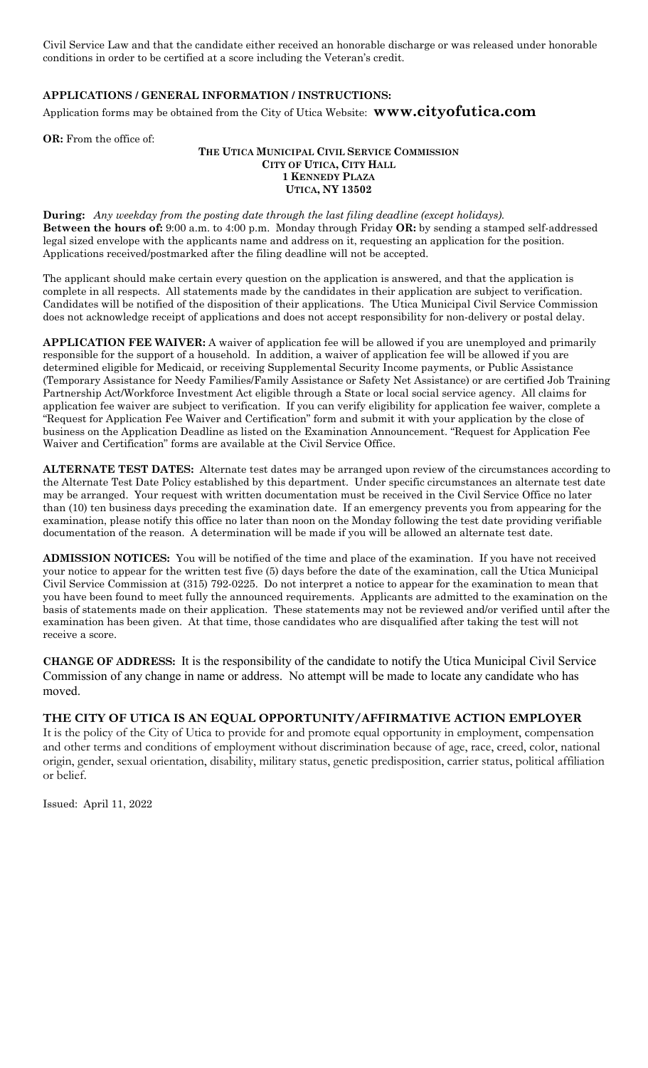Civil Service Law and that the candidate either received an honorable discharge or was released under honorable conditions in order to be certified at a score including the Veteran's credit.

**APPLICATIONS / GENERAL INFORMATION / INSTRUCTIONS:**

Application forms may be obtained from the City of Utica Website: **www.cityofutica.com**

**OR:** From the office of:

**THE UTICA MUNICIPAL CIVIL SERVICE COMMISSION**
**CITY OF UTICA, CITY HALL**
**1 KENNEDY PLAZA**
**UTICA, NY 13502**

**During:** *Any weekday from the posting date through the last filing deadline (except holidays).*
**Between the hours of:** 9:00 a.m. to 4:00 p.m. Monday through Friday **OR:** by sending a stamped self-addressed legal sized envelope with the applicants name and address on it, requesting an application for the position. Applications received/postmarked after the filing deadline will not be accepted.

The applicant should make certain every question on the application is answered, and that the application is complete in all respects. All statements made by the candidates in their application are subject to verification. Candidates will be notified of the disposition of their applications. The Utica Municipal Civil Service Commission does not acknowledge receipt of applications and does not accept responsibility for non-delivery or postal delay.

**APPLICATION FEE WAIVER:** A waiver of application fee will be allowed if you are unemployed and primarily responsible for the support of a household. In addition, a waiver of application fee will be allowed if you are determined eligible for Medicaid, or receiving Supplemental Security Income payments, or Public Assistance (Temporary Assistance for Needy Families/Family Assistance or Safety Net Assistance) or are certified Job Training Partnership Act/Workforce Investment Act eligible through a State or local social service agency. All claims for application fee waiver are subject to verification. If you can verify eligibility for application fee waiver, complete a "Request for Application Fee Waiver and Certification" form and submit it with your application by the close of business on the Application Deadline as listed on the Examination Announcement. "Request for Application Fee Waiver and Certification" forms are available at the Civil Service Office.

**ALTERNATE TEST DATES:** Alternate test dates may be arranged upon review of the circumstances according to the Alternate Test Date Policy established by this department. Under specific circumstances an alternate test date may be arranged. Your request with written documentation must be received in the Civil Service Office no later than (10) ten business days preceding the examination date. If an emergency prevents you from appearing for the examination, please notify this office no later than noon on the Monday following the test date providing verifiable documentation of the reason. A determination will be made if you will be allowed an alternate test date.

**ADMISSION NOTICES:** You will be notified of the time and place of the examination. If you have not received your notice to appear for the written test five (5) days before the date of the examination, call the Utica Municipal Civil Service Commission at (315) 792-0225. Do not interpret a notice to appear for the examination to mean that you have been found to meet fully the announced requirements. Applicants are admitted to the examination on the basis of statements made on their application. These statements may not be reviewed and/or verified until after the examination has been given. At that time, those candidates who are disqualified after taking the test will not receive a score.

**CHANGE OF ADDRESS:** It is the responsibility of the candidate to notify the Utica Municipal Civil Service Commission of any change in name or address. No attempt will be made to locate any candidate who has moved.

**THE CITY OF UTICA IS AN EQUAL OPPORTUNITY/AFFIRMATIVE ACTION EMPLOYER**

It is the policy of the City of Utica to provide for and promote equal opportunity in employment, compensation and other terms and conditions of employment without discrimination because of age, race, creed, color, national origin, gender, sexual orientation, disability, military status, genetic predisposition, carrier status, political affiliation or belief.

Issued: April 11, 2022